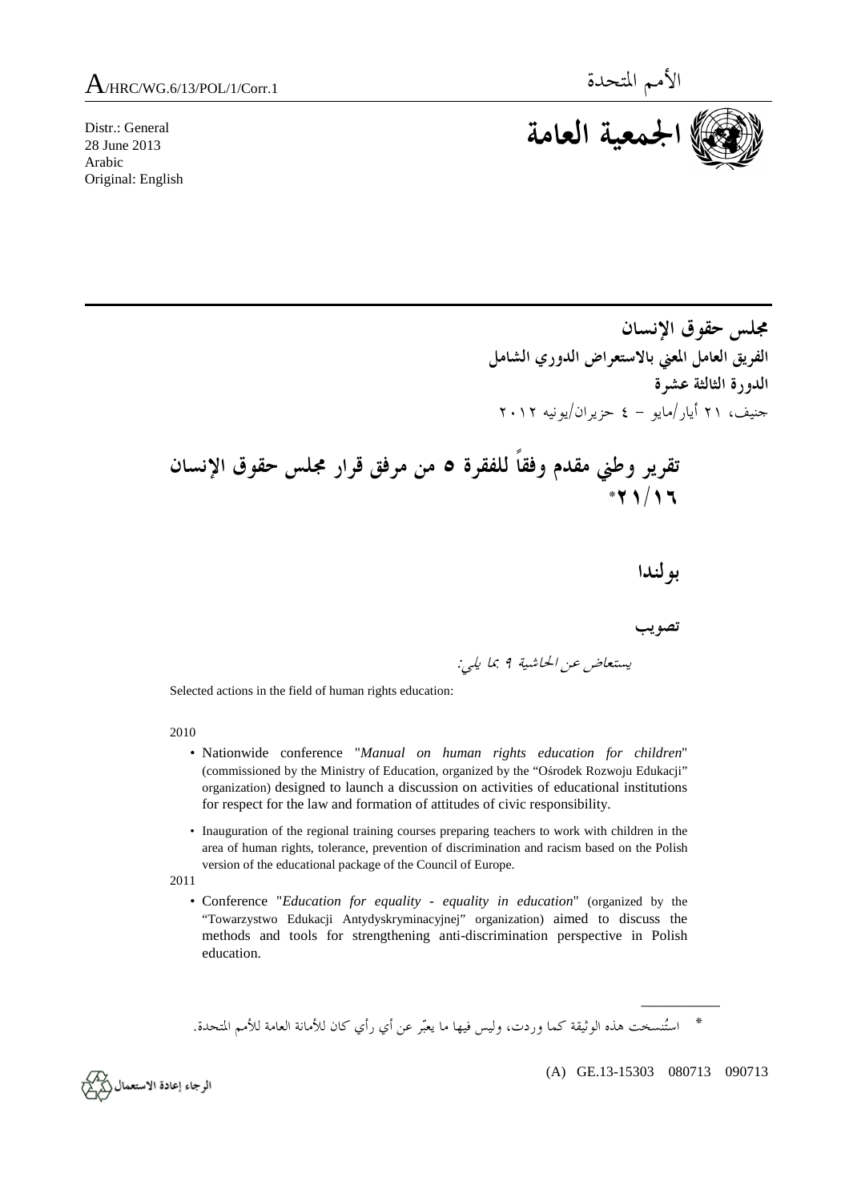A/HRC/WG.6/13/POL/1/Corr.1

الأمم المتحدة

**الجمعية العامة**

Distr.: General
28 June 2013
Arabic
Original: English

**مجلس حقوق الإنسان**
**الفريق العامل المعني بالاستعراض الدوري الشامل**
**الدورة الثالثة عشرة**
جنيف، ٢١ أيار/مايو – ٤ حزيران/يونيه ٢٠١٢

# تقرير وطني مقدم وفقاً للفقرة ٥ من مرفق قرار مجلس حقوق الإنسان ٢١/١٦*

## بولندا

### تصويب

*يستعاض عن الحاشية ٩ بما يلي:*

Selected actions in the field of human rights education:

2010

- Nationwide conference "*Manual on human rights education for children*" (commissioned by the Ministry of Education, organized by the "Ośrodek Rozwoju Edukacji" organization) designed to launch a discussion on activities of educational institutions for respect for the law and formation of attitudes of civic responsibility.
- Inauguration of the regional training courses preparing teachers to work with children in the area of human rights, tolerance, prevention of discrimination and racism based on the Polish version of the educational package of the Council of Europe.

2011

- Conference "*Education for equality - equality in education*" (organized by the "Towarzystwo Edukacji Antydyskryminacyjnej" organization) aimed to discuss the methods and tools for strengthening anti-discrimination perspective in Polish education.

\* استُنسخت هذه الوثيقة كما وردت، وليس فيها ما يعبّر عن أي رأي كان للأمانة العامة للأمم المتحدة.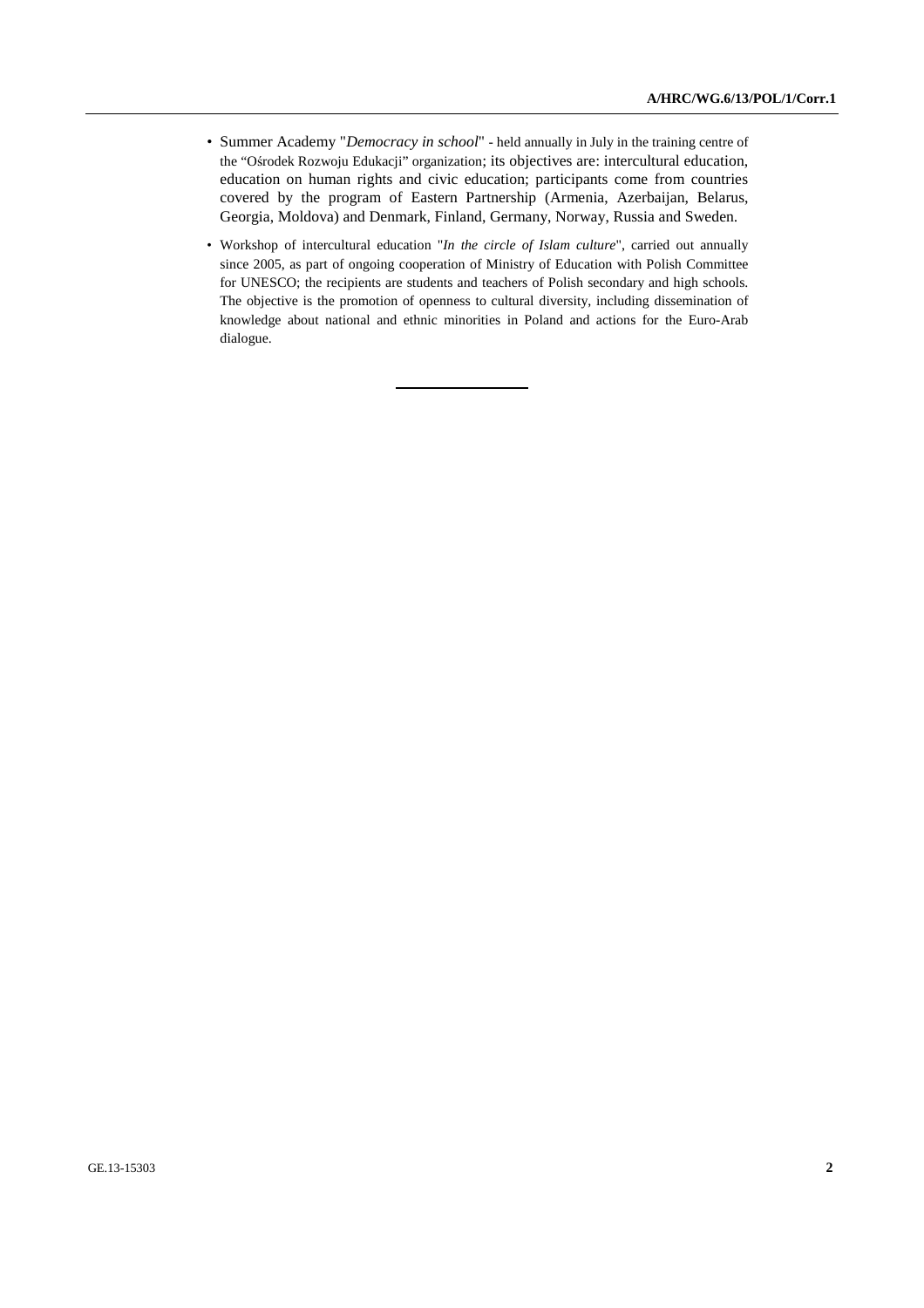- Summer Academy "*Democracy in school*" - held annually in July in the training centre of the "Ośrodek Rozwoju Edukacji" organization; its objectives are: intercultural education, education on human rights and civic education; participants come from countries covered by the program of Eastern Partnership (Armenia, Azerbaijan, Belarus, Georgia, Moldova) and Denmark, Finland, Germany, Norway, Russia and Sweden.
- Workshop of intercultural education "*In the circle of Islam culture*", carried out annually since 2005, as part of ongoing cooperation of Ministry of Education with Polish Committee for UNESCO; the recipients are students and teachers of Polish secondary and high schools. The objective is the promotion of openness to cultural diversity, including dissemination of knowledge about national and ethnic minorities in Poland and actions for the Euro-Arab dialogue.